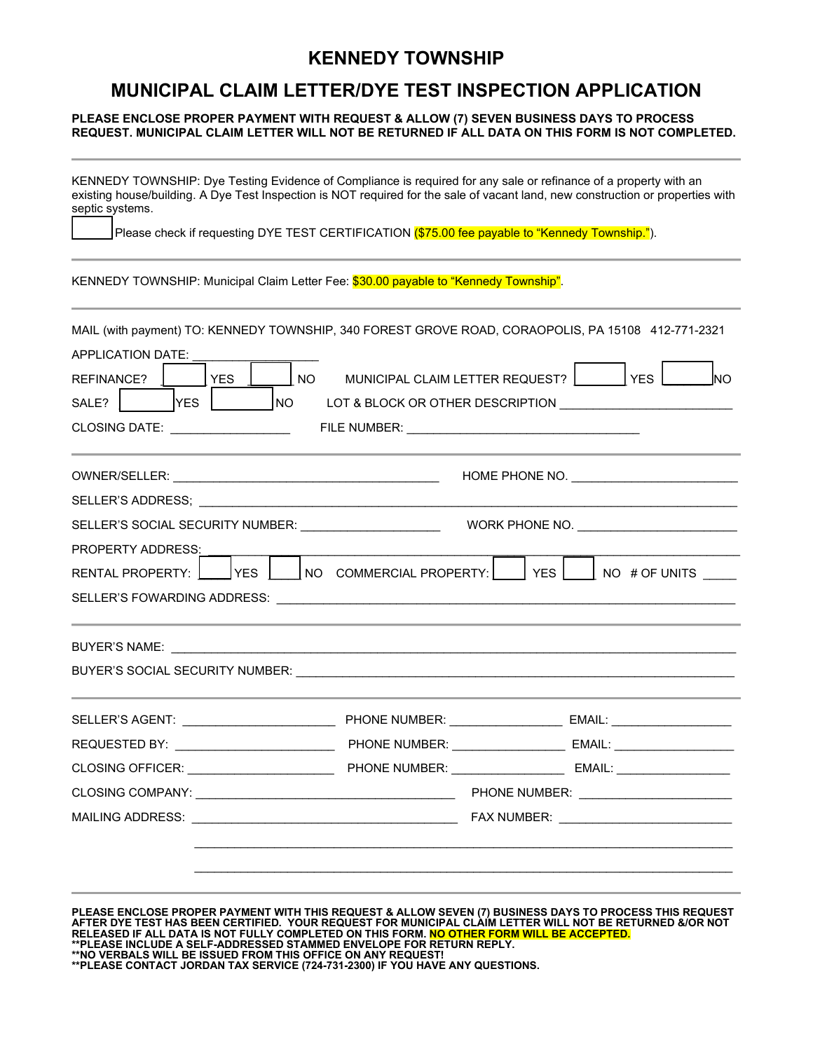# KENNEDY TOWNSHIP

## MUNICIPAL CLAIM LETTER/DYE TEST INSPECTION APPLICATION

**PLEASE ENCLOSE PROPER PAYMENT WITH REQUEST & ALLOW (7) SEVEN BUSINESS DAYS TO PROCESS REQUEST. MUNICIPAL CLAIM LETTER WILL NOT BE RETURNED IF ALL DATA ON THIS FORM IS NOT COMPLETED.**

---

KENNEDY TOWNSHIP: Dye Testing Evidence of Compliance is required for any sale or refinance of a property with an existing house/building. A Dye Test Inspection is NOT required for the sale of vacant land, new construction or properties with septic systems.

☐ Please check if requesting DYE TEST CERTIFICATION ($75.00 fee payable to "Kennedy Township.").

---

KENNEDY TOWNSHIP: Municipal Claim Letter Fee: $30.00 payable to "Kennedy Township".

---

MAIL (with payment) TO: KENNEDY TOWNSHIP, 340 FOREST GROVE ROAD, CORAOPOLIS, PA 15108 412-771-2321

APPLICATION DATE: ___________________

REFINANCE? ☐ YES ☐ NO MUNICIPAL CLAIM LETTER REQUEST? ☐ YES ☐ NO

SALE? ☐ YES ☐ NO LOT & BLOCK OR OTHER DESCRIPTION ___________________________

CLOSING DATE: __________________ FILE NUMBER: ___________________________________

---

OWNER/SELLER: ________________________________________ HOME PHONE NO. _________________________

SELLER'S ADDRESS; ________________________________________________________________________________

SELLER'S SOCIAL SECURITY NUMBER: _____________________ WORK PHONE NO. ________________________

PROPERTY ADDRESS: ________________________________________________________________________________

RENTAL PROPERTY: ☐ YES ☐ NO COMMERCIAL PROPERTY: ☐ YES ☐ NO # OF UNITS _____

SELLER'S FOWARDING ADDRESS: ___________________________________________________________________

---

BUYER'S NAME: ____________________________________________________________________________________

BUYER'S SOCIAL SECURITY NUMBER: _______________________________________________________________

---

SELLER'S AGENT: _______________________ PHONE NUMBER: _________________ EMAIL: __________________

REQUESTED BY: _______________________ PHONE NUMBER: _________________ EMAIL: __________________

CLOSING OFFICER: ______________________ PHONE NUMBER: _________________ EMAIL: _________________

CLOSING COMPANY: _______________________________________ PHONE NUMBER: _______________________

MAILING ADDRESS: _______________________________________ FAX NUMBER: __________________________

_______________________________________________________________________________

_______________________________________________________________________________

---

**PLEASE ENCLOSE PROPER PAYMENT WITH THIS REQUEST & ALLOW SEVEN (7) BUSINESS DAYS TO PROCESS THIS REQUEST AFTER DYE TEST HAS BEEN CERTIFIED. YOUR REQUEST FOR MUNICIPAL CLAIM LETTER WILL NOT BE RETURNED &/OR NOT RELEASED IF ALL DATA IS NOT FULLY COMPLETED ON THIS FORM. NO OTHER FORM WILL BE ACCEPTED.**
**\*\*PLEASE INCLUDE A SELF-ADDRESSED STAMMED ENVELOPE FOR RETURN REPLY.**
**\*\*NO VERBALS WILL BE ISSUED FROM THIS OFFICE ON ANY REQUEST!**
**\*\*PLEASE CONTACT JORDAN TAX SERVICE (724-731-2300) IF YOU HAVE ANY QUESTIONS.**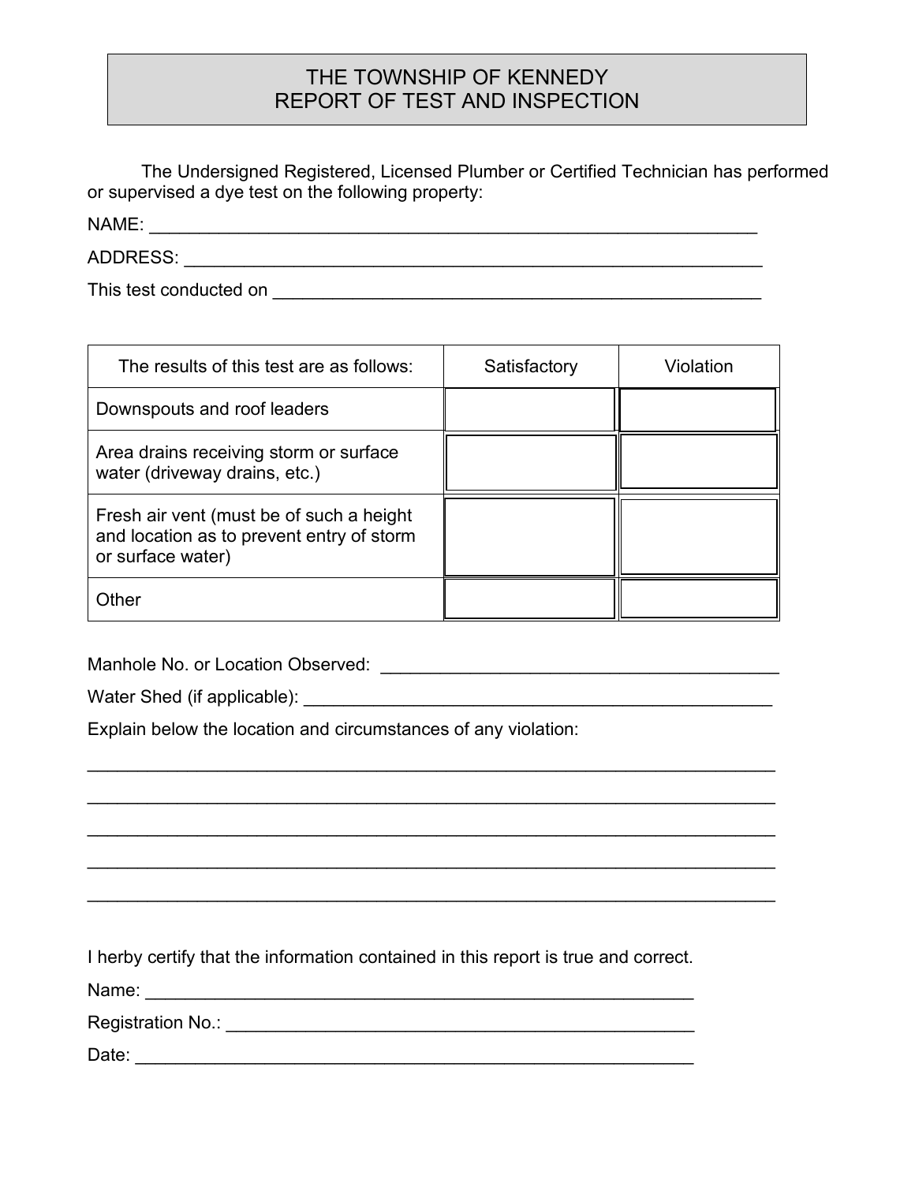# THE TOWNSHIP OF KENNEDY
# REPORT OF TEST AND INSPECTION

The Undersigned Registered, Licensed Plumber or Certified Technician has performed or supervised a dye test on the following property:

NAME: ___________________________________________________________________

ADDRESS: ________________________________________________________________

This test conducted on ____________________________________________________

| The results of this test are as follows: | Satisfactory | Violation |
|---|---|---|
| Downspouts and roof leaders | | |
| Area drains receiving storm or surface water (driveway drains, etc.) | | |
| Fresh air vent (must be of such a height and location as to prevent entry of storm or surface water) | | |
| Other | | |

Manhole No. or Location Observed: ________________________________________

Water Shed (if applicable): _____________________________________________

Explain below the location and circumstances of any violation:

_________________________________________________________________________

_________________________________________________________________________

_________________________________________________________________________

_________________________________________________________________________

_________________________________________________________________________

I herby certify that the information contained in this report is true and correct.

Name: ____________________________________________________________

Registration No.: __________________________________________________

Date: _____________________________________________________________